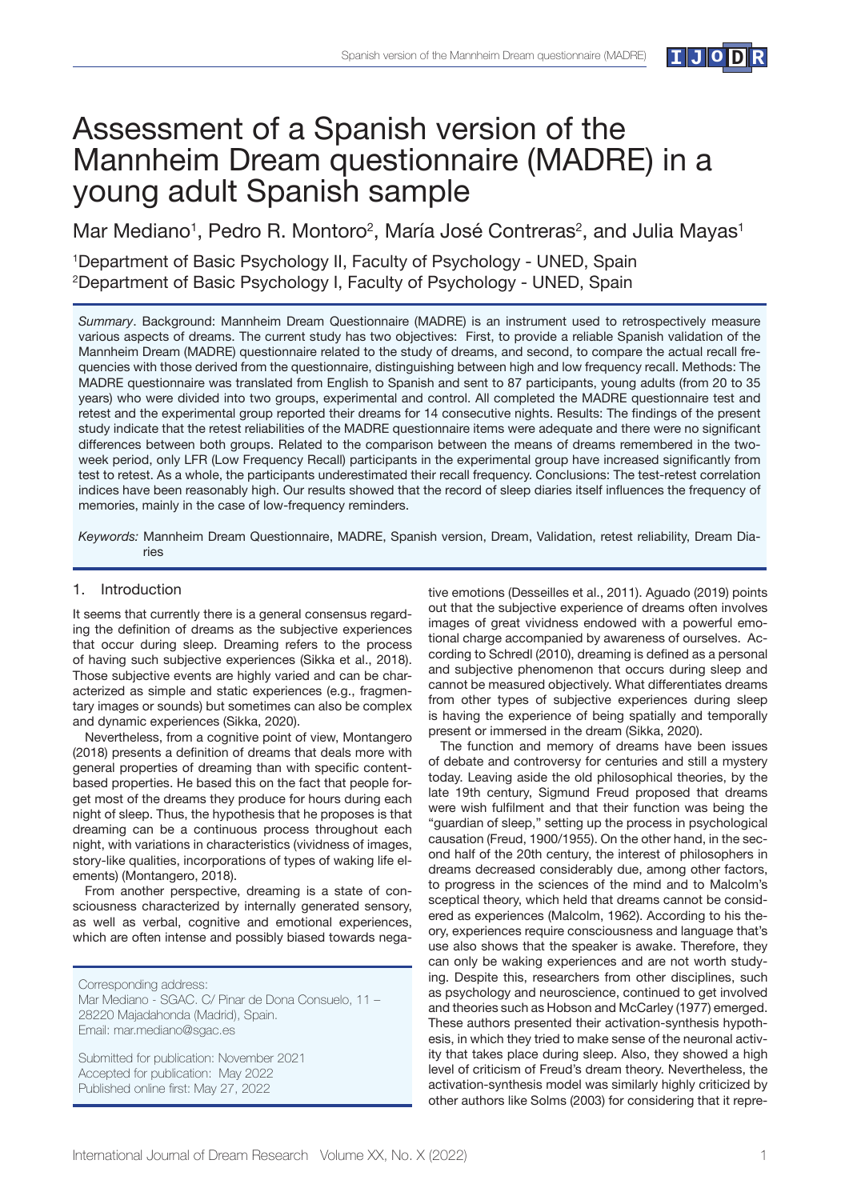# Assessment of a Spanish version of the Mannheim Dream questionnaire (MADRE) in a young adult Spanish sample

Mar Mediano[1], Pedro R. Montoro[2], María José Contreras[2], and Julia Mayas[1]

[1]Department of Basic Psychology II, Faculty of Psychology - UNED, Spain
[2]Department of Basic Psychology I, Faculty of Psychology - UNED, Spain

*Summary*. Background: Mannheim Dream Questionnaire (MADRE) is an instrument used to retrospectively measure various aspects of dreams. The current study has two objectives: First, to provide a reliable Spanish validation of the Mannheim Dream (MADRE) questionnaire related to the study of dreams, and second, to compare the actual recall frequencies with those derived from the questionnaire, distinguishing between high and low frequency recall. Methods: The MADRE questionnaire was translated from English to Spanish and sent to 87 participants, young adults (from 20 to 35 years) who were divided into two groups, experimental and control. All completed the MADRE questionnaire test and retest and the experimental group reported their dreams for 14 consecutive nights. Results: The findings of the present study indicate that the retest reliabilities of the MADRE questionnaire items were adequate and there were no significant differences between both groups. Related to the comparison between the means of dreams remembered in the two-week period, only LFR (Low Frequency Recall) participants in the experimental group have increased significantly from test to retest. As a whole, the participants underestimated their recall frequency. Conclusions: The test-retest correlation indices have been reasonably high. Our results showed that the record of sleep diaries itself influences the frequency of memories, mainly in the case of low-frequency reminders.

*Keywords:* Mannheim Dream Questionnaire, MADRE, Spanish version, Dream, Validation, retest reliability, Dream Diaries

## 1. Introduction

It seems that currently there is a general consensus regarding the definition of dreams as the subjective experiences that occur during sleep. Dreaming refers to the process of having such subjective experiences (Sikka et al., 2018). Those subjective events are highly varied and can be characterized as simple and static experiences (e.g., fragmentary images or sounds) but sometimes can also be complex and dynamic experiences (Sikka, 2020).

Nevertheless, from a cognitive point of view, Montangero (2018) presents a definition of dreams that deals more with general properties of dreaming than with specific content-based properties. He based this on the fact that people forget most of the dreams they produce for hours during each night of sleep. Thus, the hypothesis that he proposes is that dreaming can be a continuous process throughout each night, with variations in characteristics (vividness of images, story-like qualities, incorporations of types of waking life elements) (Montangero, 2018).

From another perspective, dreaming is a state of consciousness characterized by internally generated sensory, as well as verbal, cognitive and emotional experiences, which are often intense and possibly biased towards negative emotions (Desseilles et al., 2011). Aguado (2019) points out that the subjective experience of dreams often involves images of great vividness endowed with a powerful emotional charge accompanied by awareness of ourselves. According to Schredl (2010), dreaming is defined as a personal and subjective phenomenon that occurs during sleep and cannot be measured objectively. What differentiates dreams from other types of subjective experiences during sleep is having the experience of being spatially and temporally present or immersed in the dream (Sikka, 2020).

The function and memory of dreams have been issues of debate and controversy for centuries and still a mystery today. Leaving aside the old philosophical theories, by the late 19th century, Sigmund Freud proposed that dreams were wish fulfilment and that their function was being the "guardian of sleep," setting up the process in psychological causation (Freud, 1900/1955). On the other hand, in the second half of the 20th century, the interest of philosophers in dreams decreased considerably due, among other factors, to progress in the sciences of the mind and to Malcolm's sceptical theory, which held that dreams cannot be considered as experiences (Malcolm, 1962). According to his theory, experiences require consciousness and language that's use also shows that the speaker is awake. Therefore, they can only be waking experiences and are not worth studying. Despite this, researchers from other disciplines, such as psychology and neuroscience, continued to get involved and theories such as Hobson and McCarley (1977) emerged. These authors presented their activation-synthesis hypothesis, in which they tried to make sense of the neuronal activity that takes place during sleep. Also, they showed a high level of criticism of Freud's dream theory. Nevertheless, the activation-synthesis model was similarly highly criticized by other authors like Solms (2003) for considering that it repre-

Corresponding address:
Mar Mediano - SGAC. C/ Pinar de Dona Consuelo, 11 – 28220 Majadahonda (Madrid), Spain.
Email: mar.mediano@sgac.es

Submitted for publication: November 2021
Accepted for publication: May 2022
Published online first: May 27, 2022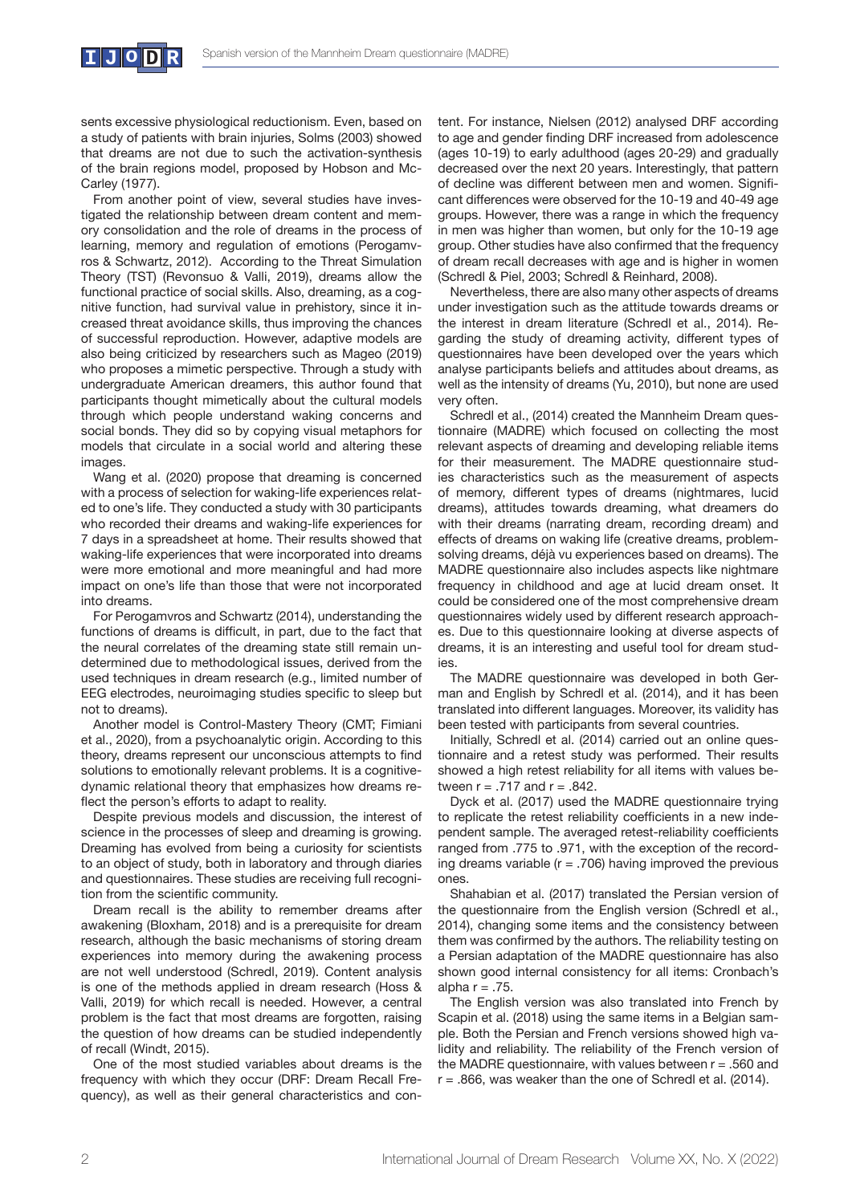sents excessive physiological reductionism. Even, based on a study of patients with brain injuries, Solms (2003) showed that dreams are not due to such the activation-synthesis of the brain regions model, proposed by Hobson and McCarley (1977).

From another point of view, several studies have investigated the relationship between dream content and memory consolidation and the role of dreams in the process of learning, memory and regulation of emotions (Perogamvros & Schwartz, 2012). According to the Threat Simulation Theory (TST) (Revonsuo & Valli, 2019), dreams allow the functional practice of social skills. Also, dreaming, as a cognitive function, had survival value in prehistory, since it increased threat avoidance skills, thus improving the chances of successful reproduction. However, adaptive models are also being criticized by researchers such as Mageo (2019) who proposes a mimetic perspective. Through a study with undergraduate American dreamers, this author found that participants thought mimetically about the cultural models through which people understand waking concerns and social bonds. They did so by copying visual metaphors for models that circulate in a social world and altering these images.

Wang et al. (2020) propose that dreaming is concerned with a process of selection for waking-life experiences related to one's life. They conducted a study with 30 participants who recorded their dreams and waking-life experiences for 7 days in a spreadsheet at home. Their results showed that waking-life experiences that were incorporated into dreams were more emotional and more meaningful and had more impact on one's life than those that were not incorporated into dreams.

For Perogamvros and Schwartz (2014), understanding the functions of dreams is difficult, in part, due to the fact that the neural correlates of the dreaming state still remain undetermined due to methodological issues, derived from the used techniques in dream research (e.g., limited number of EEG electrodes, neuroimaging studies specific to sleep but not to dreams).

Another model is Control-Mastery Theory (CMT; Fimiani et al., 2020), from a psychoanalytic origin. According to this theory, dreams represent our unconscious attempts to find solutions to emotionally relevant problems. It is a cognitive-dynamic relational theory that emphasizes how dreams reflect the person's efforts to adapt to reality.

Despite previous models and discussion, the interest of science in the processes of sleep and dreaming is growing. Dreaming has evolved from being a curiosity for scientists to an object of study, both in laboratory and through diaries and questionnaires. These studies are receiving full recognition from the scientific community.

Dream recall is the ability to remember dreams after awakening (Bloxham, 2018) and is a prerequisite for dream research, although the basic mechanisms of storing dream experiences into memory during the awakening process are not well understood (Schredl, 2019). Content analysis is one of the methods applied in dream research (Hoss & Valli, 2019) for which recall is needed. However, a central problem is the fact that most dreams are forgotten, raising the question of how dreams can be studied independently of recall (Windt, 2015).

One of the most studied variables about dreams is the frequency with which they occur (DRF: Dream Recall Frequency), as well as their general characteristics and content. For instance, Nielsen (2012) analysed DRF according to age and gender finding DRF increased from adolescence (ages 10-19) to early adulthood (ages 20-29) and gradually decreased over the next 20 years. Interestingly, that pattern of decline was different between men and women. Significant differences were observed for the 10-19 and 40-49 age groups. However, there was a range in which the frequency in men was higher than women, but only for the 10-19 age group. Other studies have also confirmed that the frequency of dream recall decreases with age and is higher in women (Schredl & Piel, 2003; Schredl & Reinhard, 2008).

Nevertheless, there are also many other aspects of dreams under investigation such as the attitude towards dreams or the interest in dream literature (Schredl et al., 2014). Regarding the study of dreaming activity, different types of questionnaires have been developed over the years which analyse participants beliefs and attitudes about dreams, as well as the intensity of dreams (Yu, 2010), but none are used very often.

Schredl et al., (2014) created the Mannheim Dream questionnaire (MADRE) which focused on collecting the most relevant aspects of dreaming and developing reliable items for their measurement. The MADRE questionnaire studies characteristics such as the measurement of aspects of memory, different types of dreams (nightmares, lucid dreams), attitudes towards dreaming, what dreamers do with their dreams (narrating dream, recording dream) and effects of dreams on waking life (creative dreams, problem-solving dreams, déjà vu experiences based on dreams). The MADRE questionnaire also includes aspects like nightmare frequency in childhood and age at lucid dream onset. It could be considered one of the most comprehensive dream questionnaires widely used by different research approaches. Due to this questionnaire looking at diverse aspects of dreams, it is an interesting and useful tool for dream studies.

The MADRE questionnaire was developed in both German and English by Schredl et al. (2014), and it has been translated into different languages. Moreover, its validity has been tested with participants from several countries.

Initially, Schredl et al. (2014) carried out an online questionnaire and a retest study was performed. Their results showed a high retest reliability for all items with values between $r = .717$ and $r = .842$.

Dyck et al. (2017) used the MADRE questionnaire trying to replicate the retest reliability coefficients in a new independent sample. The averaged retest-reliability coefficients ranged from .775 to .971, with the exception of the recording dreams variable ($r = .706$) having improved the previous ones.

Shahabian et al. (2017) translated the Persian version of the questionnaire from the English version (Schredl et al., 2014), changing some items and the consistency between them was confirmed by the authors. The reliability testing on a Persian adaptation of the MADRE questionnaire has also shown good internal consistency for all items: Cronbach's alpha $r = .75$.

The English version was also translated into French by Scapin et al. (2018) using the same items in a Belgian sample. Both the Persian and French versions showed high validity and reliability. The reliability of the French version of the MADRE questionnaire, with values between $r = .560$ and $r = .866$, was weaker than the one of Schredl et al. (2014).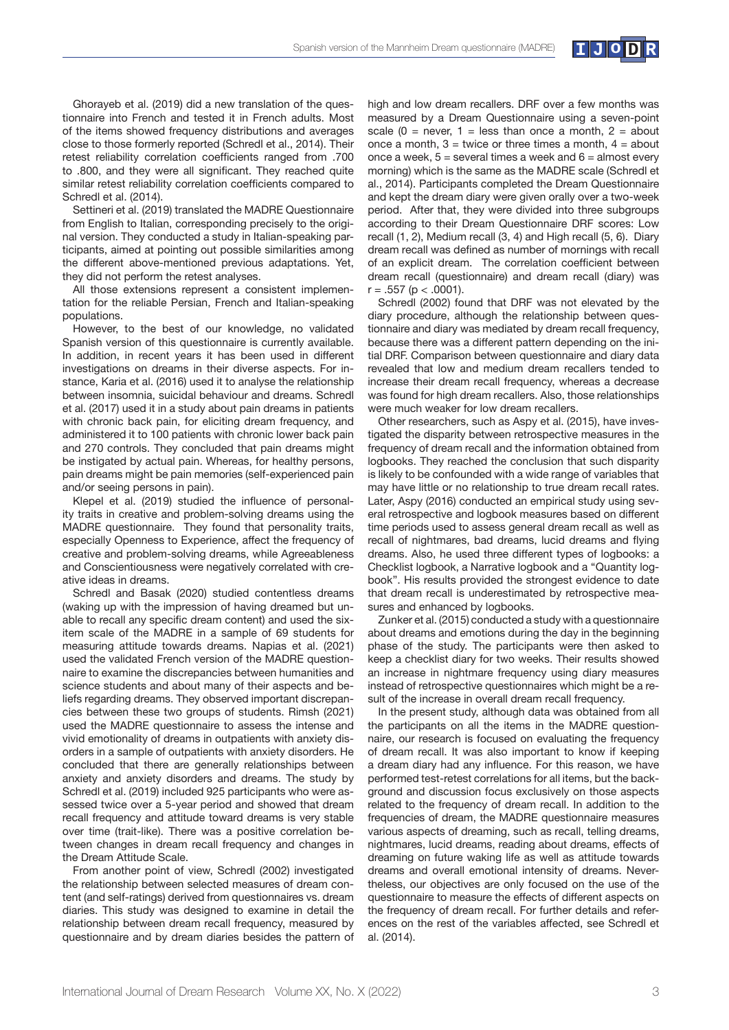Ghorayeb et al. (2019) did a new translation of the questionnaire into French and tested it in French adults. Most of the items showed frequency distributions and averages close to those formerly reported (Schredl et al., 2014). Their retest reliability correlation coefficients ranged from .700 to .800, and they were all significant. They reached quite similar retest reliability correlation coefficients compared to Schredl et al. (2014).

Settineri et al. (2019) translated the MADRE Questionnaire from English to Italian, corresponding precisely to the original version. They conducted a study in Italian-speaking participants, aimed at pointing out possible similarities among the different above-mentioned previous adaptations. Yet, they did not perform the retest analyses.

All those extensions represent a consistent implementation for the reliable Persian, French and Italian-speaking populations.

However, to the best of our knowledge, no validated Spanish version of this questionnaire is currently available. In addition, in recent years it has been used in different investigations on dreams in their diverse aspects. For instance, Karia et al. (2016) used it to analyse the relationship between insomnia, suicidal behaviour and dreams. Schredl et al. (2017) used it in a study about pain dreams in patients with chronic back pain, for eliciting dream frequency, and administered it to 100 patients with chronic lower back pain and 270 controls. They concluded that pain dreams might be instigated by actual pain. Whereas, for healthy persons, pain dreams might be pain memories (self-experienced pain and/or seeing persons in pain).

Klepel et al. (2019) studied the influence of personality traits in creative and problem-solving dreams using the MADRE questionnaire. They found that personality traits, especially Openness to Experience, affect the frequency of creative and problem-solving dreams, while Agreeableness and Conscientiousness were negatively correlated with creative ideas in dreams.

Schredl and Basak (2020) studied contentless dreams (waking up with the impression of having dreamed but unable to recall any specific dream content) and used the six-item scale of the MADRE in a sample of 69 students for measuring attitude towards dreams. Napias et al. (2021) used the validated French version of the MADRE questionnaire to examine the discrepancies between humanities and science students and about many of their aspects and beliefs regarding dreams. They observed important discrepancies between these two groups of students. Rimsh (2021) used the MADRE questionnaire to assess the intense and vivid emotionality of dreams in outpatients with anxiety disorders in a sample of outpatients with anxiety disorders. He concluded that there are generally relationships between anxiety and anxiety disorders and dreams. The study by Schredl et al. (2019) included 925 participants who were assessed twice over a 5-year period and showed that dream recall frequency and attitude toward dreams is very stable over time (trait-like). There was a positive correlation between changes in dream recall frequency and changes in the Dream Attitude Scale.

From another point of view, Schredl (2002) investigated the relationship between selected measures of dream content (and self-ratings) derived from questionnaires vs. dream diaries. This study was designed to examine in detail the relationship between dream recall frequency, measured by questionnaire and by dream diaries besides the pattern of high and low dream recallers. DRF over a few months was measured by a Dream Questionnaire using a seven-point scale (0 = never, 1 = less than once a month, 2 = about once a month, 3 = twice or three times a month, 4 = about once a week, 5 = several times a week and 6 = almost every morning) which is the same as the MADRE scale (Schredl et al., 2014). Participants completed the Dream Questionnaire and kept the dream diary were given orally over a two-week period. After that, they were divided into three subgroups according to their Dream Questionnaire DRF scores: Low recall (1, 2), Medium recall (3, 4) and High recall (5, 6). Diary dream recall was defined as number of mornings with recall of an explicit dream. The correlation coefficient between dream recall (questionnaire) and dream recall (diary) was $r = .557$ ($p < .0001$).

Schredl (2002) found that DRF was not elevated by the diary procedure, although the relationship between questionnaire and diary was mediated by dream recall frequency, because there was a different pattern depending on the initial DRF. Comparison between questionnaire and diary data revealed that low and medium dream recallers tended to increase their dream recall frequency, whereas a decrease was found for high dream recallers. Also, those relationships were much weaker for low dream recallers.

Other researchers, such as Aspy et al. (2015), have investigated the disparity between retrospective measures in the frequency of dream recall and the information obtained from logbooks. They reached the conclusion that such disparity is likely to be confounded with a wide range of variables that may have little or no relationship to true dream recall rates. Later, Aspy (2016) conducted an empirical study using several retrospective and logbook measures based on different time periods used to assess general dream recall as well as recall of nightmares, bad dreams, lucid dreams and flying dreams. Also, he used three different types of logbooks: a Checklist logbook, a Narrative logbook and a "Quantity logbook". His results provided the strongest evidence to date that dream recall is underestimated by retrospective measures and enhanced by logbooks.

Zunker et al. (2015) conducted a study with a questionnaire about dreams and emotions during the day in the beginning phase of the study. The participants were then asked to keep a checklist diary for two weeks. Their results showed an increase in nightmare frequency using diary measures instead of retrospective questionnaires which might be a result of the increase in overall dream recall frequency.

In the present study, although data was obtained from all the participants on all the items in the MADRE questionnaire, our research is focused on evaluating the frequency of dream recall. It was also important to know if keeping a dream diary had any influence. For this reason, we have performed test-retest correlations for all items, but the background and discussion focus exclusively on those aspects related to the frequency of dream recall. In addition to the frequencies of dream, the MADRE questionnaire measures various aspects of dreaming, such as recall, telling dreams, nightmares, lucid dreams, reading about dreams, effects of dreaming on future waking life as well as attitude towards dreams and overall emotional intensity of dreams. Nevertheless, our objectives are only focused on the use of the questionnaire to measure the effects of different aspects on the frequency of dream recall. For further details and references on the rest of the variables affected, see Schredl et al. (2014).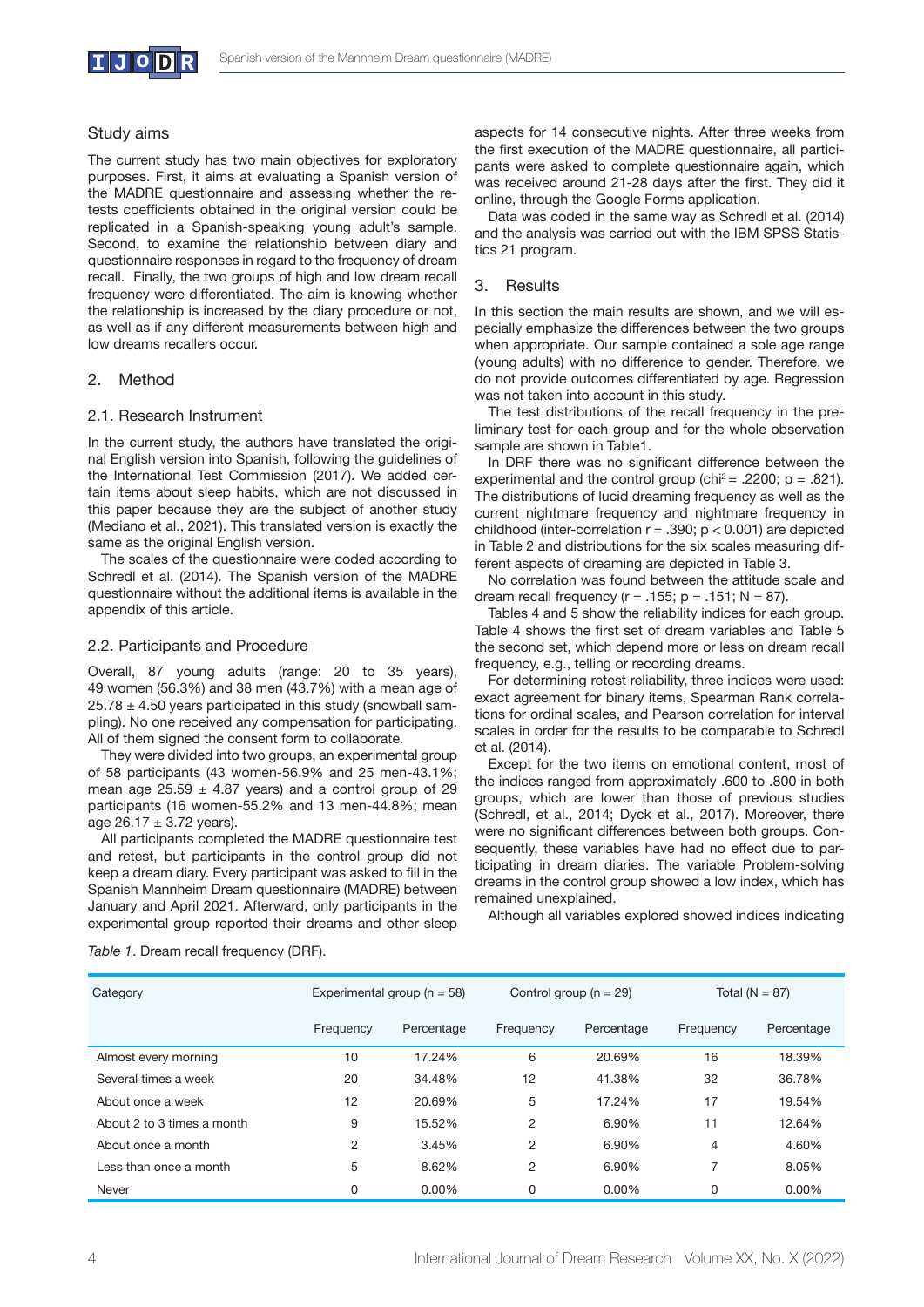## Study aims

The current study has two main objectives for exploratory purposes. First, it aims at evaluating a Spanish version of the MADRE questionnaire and assessing whether the retests coefficients obtained in the original version could be replicated in a Spanish-speaking young adult's sample. Second, to examine the relationship between diary and questionnaire responses in regard to the frequency of dream recall. Finally, the two groups of high and low dream recall frequency were differentiated. The aim is knowing whether the relationship is increased by the diary procedure or not, as well as if any different measurements between high and low dreams recallers occur.

## 2. Method

### 2.1. Research Instrument

In the current study, the authors have translated the original English version into Spanish, following the guidelines of the International Test Commission (2017). We added certain items about sleep habits, which are not discussed in this paper because they are the subject of another study (Mediano et al., 2021). This translated version is exactly the same as the original English version.

The scales of the questionnaire were coded according to Schredl et al. (2014). The Spanish version of the MADRE questionnaire without the additional items is available in the appendix of this article.

### 2.2. Participants and Procedure

Overall, 87 young adults (range: 20 to 35 years), 49 women (56.3%) and 38 men (43.7%) with a mean age of 25.78 ± 4.50 years participated in this study (snowball sampling). No one received any compensation for participating. All of them signed the consent form to collaborate.

They were divided into two groups, an experimental group of 58 participants (43 women-56.9% and 25 men-43.1%; mean age 25.59 ± 4.87 years) and a control group of 29 participants (16 women-55.2% and 13 men-44.8%; mean age 26.17 ± 3.72 years).

All participants completed the MADRE questionnaire test and retest, but participants in the control group did not keep a dream diary. Every participant was asked to fill in the Spanish Mannheim Dream questionnaire (MADRE) between January and April 2021. Afterward, only participants in the experimental group reported their dreams and other sleep aspects for 14 consecutive nights. After three weeks from the first execution of the MADRE questionnaire, all participants were asked to complete questionnaire again, which was received around 21-28 days after the first. They did it online, through the Google Forms application.

Data was coded in the same way as Schredl et al. (2014) and the analysis was carried out with the IBM SPSS Statistics 21 program.

## 3. Results

In this section the main results are shown, and we will especially emphasize the differences between the two groups when appropriate. Our sample contained a sole age range (young adults) with no difference to gender. Therefore, we do not provide outcomes differentiated by age. Regression was not taken into account in this study.

The test distributions of the recall frequency in the preliminary test for each group and for the whole observation sample are shown in Table1.

In DRF there was no significant difference between the experimental and the control group ($chi^2 = .2200$; $p = .821$). The distributions of lucid dreaming frequency as well as the current nightmare frequency and nightmare frequency in childhood (inter-correlation $r = .390$; $p < 0.001$) are depicted in Table 2 and distributions for the six scales measuring different aspects of dreaming are depicted in Table 3.

No correlation was found between the attitude scale and dream recall frequency ($r = .155$; $p = .151$; $N = 87$).

Tables 4 and 5 show the reliability indices for each group. Table 4 shows the first set of dream variables and Table 5 the second set, which depend more or less on dream recall frequency, e.g., telling or recording dreams.

For determining retest reliability, three indices were used: exact agreement for binary items, Spearman Rank correlations for ordinal scales, and Pearson correlation for interval scales in order for the results to be comparable to Schredl et al. (2014).

Except for the two items on emotional content, most of the indices ranged from approximately .600 to .800 in both groups, which are lower than those of previous studies (Schredl, et al., 2014; Dyck et al., 2017). Moreover, there were no significant differences between both groups. Consequently, these variables have had no effect due to participating in dream diaries. The variable Problem-solving dreams in the control group showed a low index, which has remained unexplained.

Although all variables explored showed indices indicating

*Table 1*. Dream recall frequency (DRF).

| Category | Experimental group (n = 58) | | Control group (n = 29) | | Total (N = 87) | |
|---|---|---|---|---|---|---|
| | Frequency | Percentage | Frequency | Percentage | Frequency | Percentage |
| Almost every morning | 10 | 17.24% | 6 | 20.69% | 16 | 18.39% |
| Several times a week | 20 | 34.48% | 12 | 41.38% | 32 | 36.78% |
| About once a week | 12 | 20.69% | 5 | 17.24% | 17 | 19.54% |
| About 2 to 3 times a month | 9 | 15.52% | 2 | 6.90% | 11 | 12.64% |
| About once a month | 2 | 3.45% | 2 | 6.90% | 4 | 4.60% |
| Less than once a month | 5 | 8.62% | 2 | 6.90% | 7 | 8.05% |
| Never | 0 | 0.00% | 0 | 0.00% | 0 | 0.00% |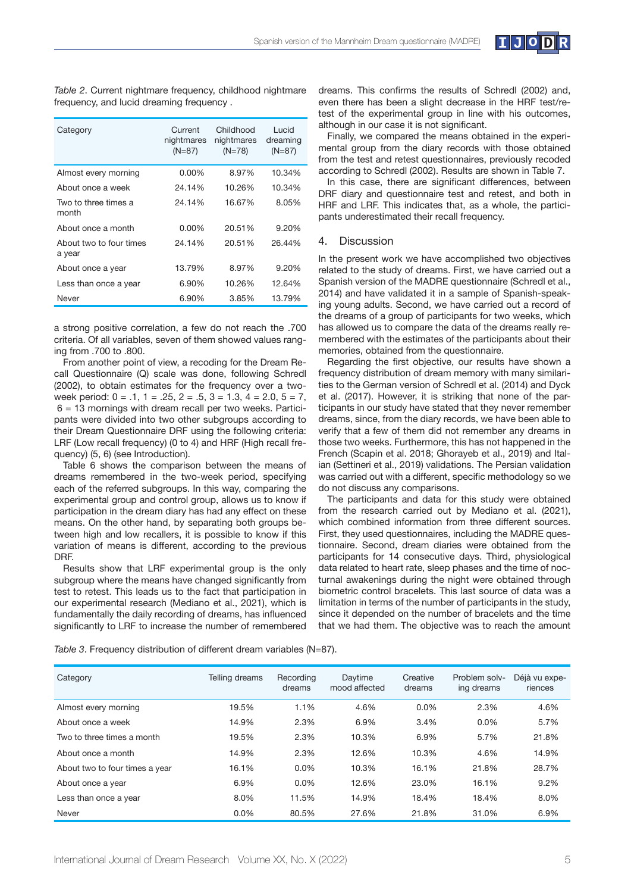*Table 2*. Current nightmare frequency, childhood nightmare frequency, and lucid dreaming frequency .

| Category | Current nightmares (N=87) | Childhood nightmares (N=78) | Lucid dreaming (N=87) |
|---|---|---|---|
| Almost every morning | 0.00% | 8.97% | 10.34% |
| About once a week | 24.14% | 10.26% | 10.34% |
| Two to three times a month | 24.14% | 16.67% | 8.05% |
| About once a month | 0.00% | 20.51% | 9.20% |
| About two to four times a year | 24.14% | 20.51% | 26.44% |
| About once a year | 13.79% | 8.97% | 9.20% |
| Less than once a year | 6.90% | 10.26% | 12.64% |
| Never | 6.90% | 3.85% | 13.79% |

a strong positive correlation, a few do not reach the .700 criteria. Of all variables, seven of them showed values ranging from .700 to .800.

From another point of view, a recoding for the Dream Recall Questionnaire (Q) scale was done, following Schredl (2002), to obtain estimates for the frequency over a two-week period: 0 = .1, 1 = .25, 2 = .5, 3 = 1.3, 4 = 2.0, 5 = 7, 6 = 13 mornings with dream recall per two weeks. Participants were divided into two other subgroups according to their Dream Questionnaire DRF using the following criteria: LRF (Low recall frequency) (0 to 4) and HRF (High recall frequency) (5, 6) (see Introduction).

Table 6 shows the comparison between the means of dreams remembered in the two-week period, specifying each of the referred subgroups. In this way, comparing the experimental group and control group, allows us to know if participation in the dream diary has had any effect on these means. On the other hand, by separating both groups between high and low recallers, it is possible to know if this variation of means is different, according to the previous DRF.

Results show that LRF experimental group is the only subgroup where the means have changed significantly from test to retest. This leads us to the fact that participation in our experimental research (Mediano et al., 2021), which is fundamentally the daily recording of dreams, has influenced significantly to LRF to increase the number of remembered dreams. This confirms the results of Schredl (2002) and, even there has been a slight decrease in the HRF test/retest of the experimental group in line with his outcomes, although in our case it is not significant.

Finally, we compared the means obtained in the experimental group from the diary records with those obtained from the test and retest questionnaires, previously recoded according to Schredl (2002). Results are shown in Table 7.

In this case, there are significant differences, between DRF diary and questionnaire test and retest, and both in HRF and LRF. This indicates that, as a whole, the participants underestimated their recall frequency.

## 4. Discussion

In the present work we have accomplished two objectives related to the study of dreams. First, we have carried out a Spanish version of the MADRE questionnaire (Schredl et al., 2014) and have validated it in a sample of Spanish-speaking young adults. Second, we have carried out a record of the dreams of a group of participants for two weeks, which has allowed us to compare the data of the dreams really remembered with the estimates of the participants about their memories, obtained from the questionnaire.

Regarding the first objective, our results have shown a frequency distribution of dream memory with many similarities to the German version of Schredl et al. (2014) and Dyck et al. (2017). However, it is striking that none of the participants in our study have stated that they never remember dreams, since, from the diary records, we have been able to verify that a few of them did not remember any dreams in those two weeks. Furthermore, this has not happened in the French (Scapin et al. 2018; Ghorayeb et al., 2019) and Italian (Settineri et al., 2019) validations. The Persian validation was carried out with a different, specific methodology so we do not discuss any comparisons.

The participants and data for this study were obtained from the research carried out by Mediano et al. (2021), which combined information from three different sources. First, they used questionnaires, including the MADRE questionnaire. Second, dream diaries were obtained from the participants for 14 consecutive days. Third, physiological data related to heart rate, sleep phases and the time of nocturnal awakenings during the night were obtained through biometric control bracelets. This last source of data was a limitation in terms of the number of participants in the study, since it depended on the number of bracelets and the time that we had them. The objective was to reach the amount

*Table 3*. Frequency distribution of different dream variables (N=87).

| Category | Telling dreams | Recording dreams | Daytime mood affected | Creative dreams | Problem solving dreams | Déjà vu experiences |
|---|---|---|---|---|---|---|
| Almost every morning | 19.5% | 1.1% | 4.6% | 0.0% | 2.3% | 4.6% |
| About once a week | 14.9% | 2.3% | 6.9% | 3.4% | 0.0% | 5.7% |
| Two to three times a month | 19.5% | 2.3% | 10.3% | 6.9% | 5.7% | 21.8% |
| About once a month | 14.9% | 2.3% | 12.6% | 10.3% | 4.6% | 14.9% |
| About two to four times a year | 16.1% | 0.0% | 10.3% | 16.1% | 21.8% | 28.7% |
| About once a year | 6.9% | 0.0% | 12.6% | 23.0% | 16.1% | 9.2% |
| Less than once a year | 8.0% | 11.5% | 14.9% | 18.4% | 18.4% | 8.0% |
| Never | 0.0% | 80.5% | 27.6% | 21.8% | 31.0% | 6.9% |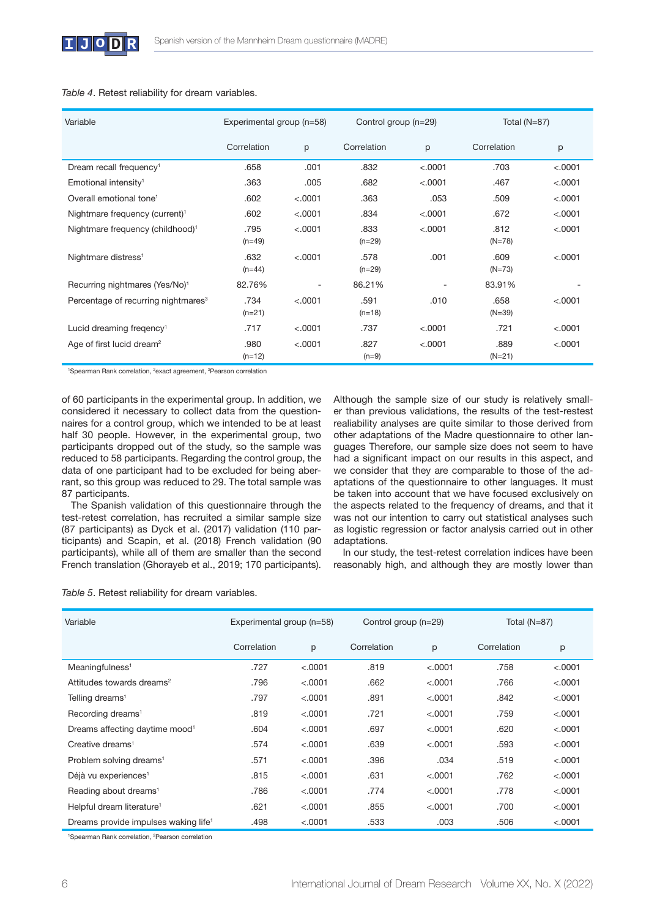*Table 4*. Retest reliability for dream variables.

| Variable | Experimental group (n=58) | | Control group (n=29) | | Total (N=87) | |
|---|---|---|---|---|---|---|
| | Correlation | p | Correlation | p | Correlation | p |
| Dream recall frequency[1] | .658 | .001 | .832 | <.0001 | .703 | <.0001 |
| Emotional intensity[1] | .363 | .005 | .682 | <.0001 | .467 | <.0001 |
| Overall emotional tone[1] | .602 | <.0001 | .363 | .053 | .509 | <.0001 |
| Nightmare frequency (current)[1] | .602 | <.0001 | .834 | <.0001 | .672 | <.0001 |
| Nightmare frequency (childhood)[1] | .795 (n=49) | <.0001 | .833 (n=29) | <.0001 | .812 (N=78) | <.0001 |
| Nightmare distress[1] | .632 (n=44) | <.0001 | .578 (n=29) | .001 | .609 (N=73) | <.0001 |
| Recurring nightmares (Yes/No)[1] | 82.76% | - | 86.21% | - | 83.91% | - |
| Percentage of recurring nightmares[3] | .734 (n=21) | <.0001 | .591 (n=18) | .010 | .658 (N=39) | <.0001 |
| Lucid dreaming freqency[1] | .717 | <.0001 | .737 | <.0001 | .721 | <.0001 |
| Age of first lucid dream[2] | .980 (n=12) | <.0001 | .827 (n=9) | <.0001 | .889 (N=21) | <.0001 |

[1]Spearman Rank correlation, [2]exact agreement, [3]Pearson correlation

of 60 participants in the experimental group. In addition, we considered it necessary to collect data from the questionnaires for a control group, which we intended to be at least half 30 people. However, in the experimental group, two participants dropped out of the study, so the sample was reduced to 58 participants. Regarding the control group, the data of one participant had to be excluded for being aberrant, so this group was reduced to 29. The total sample was 87 participants.

The Spanish validation of this questionnaire through the test-retest correlation, has recruited a similar sample size (87 participants) as Dyck et al. (2017) validation (110 participants) and Scapin, et al. (2018) French validation (90 participants), while all of them are smaller than the second French translation (Ghorayeb et al., 2019; 170 participants). Although the sample size of our study is relatively smaller than previous validations, the results of the test-restest realiability analyses are quite similar to those derived from other adaptations of the Madre questionnaire to other languages Therefore, our sample size does not seem to have had a significant impact on our results in this aspect, and we consider that they are comparable to those of the adaptations of the questionnaire to other languages. It must be taken into account that we have focused exclusively on the aspects related to the frequency of dreams, and that it was not our intention to carry out statistical analyses such as logistic regression or factor analysis carried out in other adaptations.

In our study, the test-retest correlation indices have been reasonably high, and although they are mostly lower than

*Table 5*. Retest reliability for dream variables.

| Variable | Experimental group (n=58) | | Control group (n=29) | | Total (N=87) | |
|---|---|---|---|---|---|---|
| | Correlation | p | Correlation | p | Correlation | p |
| Meaningfulness[1] | .727 | <.0001 | .819 | <.0001 | .758 | <.0001 |
| Attitudes towards dreams[2] | .796 | <.0001 | .662 | <.0001 | .766 | <.0001 |
| Telling dreams[1] | .797 | <.0001 | .891 | <.0001 | .842 | <.0001 |
| Recording dreams[1] | .819 | <.0001 | .721 | <.0001 | .759 | <.0001 |
| Dreams affecting daytime mood[1] | .604 | <.0001 | .697 | <.0001 | .620 | <.0001 |
| Creative dreams[1] | .574 | <.0001 | .639 | <.0001 | .593 | <.0001 |
| Problem solving dreams[1] | .571 | <.0001 | .396 | .034 | .519 | <.0001 |
| Déjà vu experiences[1] | .815 | <.0001 | .631 | <.0001 | .762 | <.0001 |
| Reading about dreams[1] | .786 | <.0001 | .774 | <.0001 | .778 | <.0001 |
| Helpful dream literature[1] | .621 | <.0001 | .855 | <.0001 | .700 | <.0001 |
| Dreams provide impulses waking life[1] | .498 | <.0001 | .533 | .003 | .506 | <.0001 |

[1]Spearman Rank correlation, [2]Pearson correlation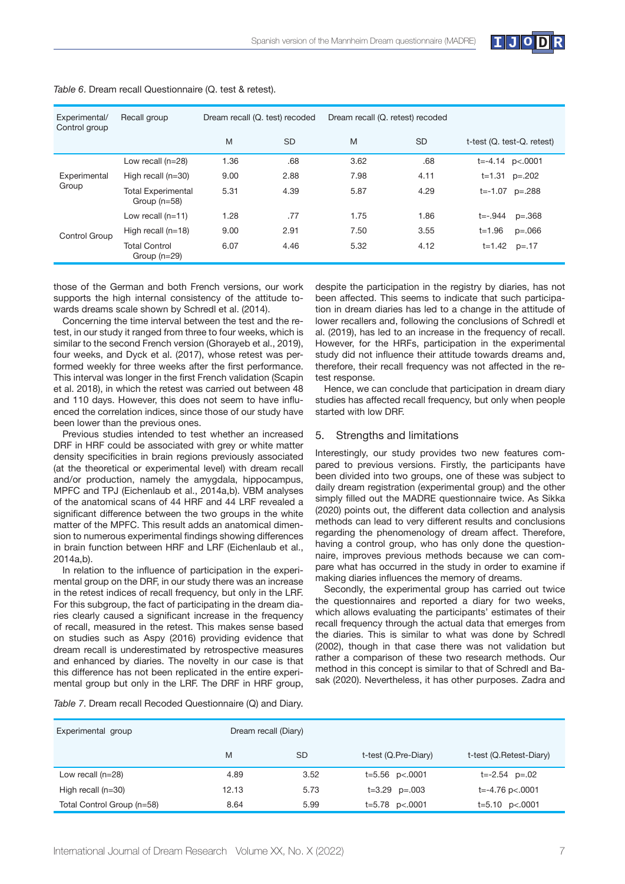*Table 6*. Dream recall Questionnaire (Q. test & retest).

| Experimental/ Control group | Recall group | Dream recall (Q. test) recoded | | Dream recall (Q. retest) recoded | | |
|---|---|---|---|---|---|---|
| | | M | SD | M | SD | t-test (Q. test-Q. retest) |
| Experimental Group | Low recall (n=28) | 1.36 | .68 | 3.62 | .68 | t=-4.14 p<.0001 |
| | High recall (n=30) | 9.00 | 2.88 | 7.98 | 4.11 | t=1.31 p=.202 |
| | Total Experimental Group (n=58) | 5.31 | 4.39 | 5.87 | 4.29 | t=-1.07 p=.288 |
| Control Group | Low recall (n=11) | 1.28 | .77 | 1.75 | 1.86 | t=-.944 p=.368 |
| | High recall (n=18) | 9.00 | 2.91 | 7.50 | 3.55 | t=1.96 p=.066 |
| | Total Control Group (n=29) | 6.07 | 4.46 | 5.32 | 4.12 | t=1.42 p=.17 |

those of the German and both French versions, our work supports the high internal consistency of the attitude towards dreams scale shown by Schredl et al. (2014).

Concerning the time interval between the test and the retest, in our study it ranged from three to four weeks, which is similar to the second French version (Ghorayeb et al., 2019), four weeks, and Dyck et al. (2017), whose retest was performed weekly for three weeks after the first performance. This interval was longer in the first French validation (Scapin et al. 2018), in which the retest was carried out between 48 and 110 days. However, this does not seem to have influenced the correlation indices, since those of our study have been lower than the previous ones.

Previous studies intended to test whether an increased DRF in HRF could be associated with grey or white matter density specificities in brain regions previously associated (at the theoretical or experimental level) with dream recall and/or production, namely the amygdala, hippocampus, MPFC and TPJ (Eichenlaub et al., 2014a,b). VBM analyses of the anatomical scans of 44 HRF and 44 LRF revealed a significant difference between the two groups in the white matter of the MPFC. This result adds an anatomical dimension to numerous experimental findings showing differences in brain function between HRF and LRF (Eichenlaub et al., 2014a,b).

In relation to the influence of participation in the experimental group on the DRF, in our study there was an increase in the retest indices of recall frequency, but only in the LRF. For this subgroup, the fact of participating in the dream diaries clearly caused a significant increase in the frequency of recall, measured in the retest. This makes sense based on studies such as Aspy (2016) providing evidence that dream recall is underestimated by retrospective measures and enhanced by diaries. The novelty in our case is that this difference has not been replicated in the entire experimental group but only in the LRF. The DRF in HRF group, despite the participation in the registry by diaries, has not been affected. This seems to indicate that such participation in dream diaries has led to a change in the attitude of lower recallers and, following the conclusions of Schredl et al. (2019), has led to an increase in the frequency of recall. However, for the HRFs, participation in the experimental study did not influence their attitude towards dreams and, therefore, their recall frequency was not affected in the retest response.

Hence, we can conclude that participation in dream diary studies has affected recall frequency, but only when people started with low DRF.

## 5. Strengths and limitations

Interestingly, our study provides two new features compared to previous versions. Firstly, the participants have been divided into two groups, one of these was subject to daily dream registration (experimental group) and the other simply filled out the MADRE questionnaire twice. As Sikka (2020) points out, the different data collection and analysis methods can lead to very different results and conclusions regarding the phenomenology of dream affect. Therefore, having a control group, who has only done the questionnaire, improves previous methods because we can compare what has occurred in the study in order to examine if making diaries influences the memory of dreams.

Secondly, the experimental group has carried out twice the questionnaires and reported a diary for two weeks, which allows evaluating the participants' estimates of their recall frequency through the actual data that emerges from the diaries. This is similar to what was done by Schredl (2002), though in that case there was not validation but rather a comparison of these two research methods. Our method in this concept is similar to that of Schredl and Basak (2020). Nevertheless, it has other purposes. Zadra and

*Table 7*. Dream recall Recoded Questionnaire (Q) and Diary.

| Experimental group | Dream recall (Diary) | | | |
|---|---|---|---|---|
| | M | SD | t-test (Q.Pre-Diary) | t-test (Q.Retest-Diary) |
| Low recall (n=28) | 4.89 | 3.52 | t=5.56 p<.0001 | t=-2.54 p=.02 |
| High recall (n=30) | 12.13 | 5.73 | t=3.29 p=.003 | t=-4.76 p<.0001 |
| Total Control Group (n=58) | 8.64 | 5.99 | t=5.78 p<.0001 | t=5.10 p<.0001 |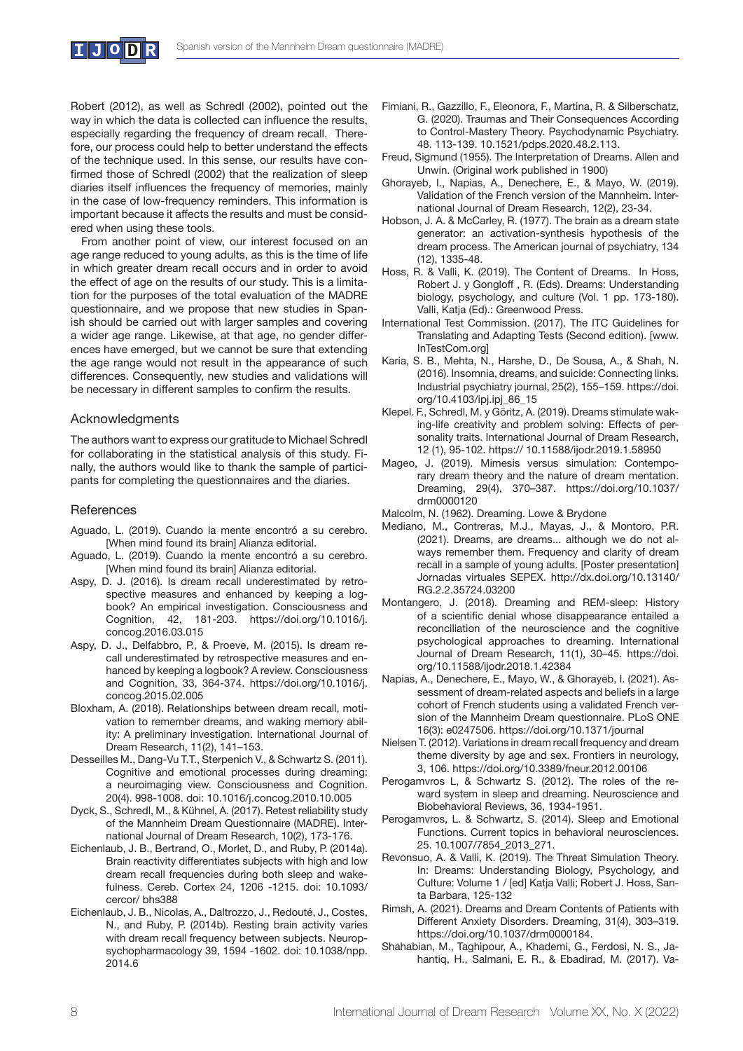Robert (2012), as well as Schredl (2002), pointed out the way in which the data is collected can influence the results, especially regarding the frequency of dream recall. Therefore, our process could help to better understand the effects of the technique used. In this sense, our results have confirmed those of Schredl (2002) that the realization of sleep diaries itself influences the frequency of memories, mainly in the case of low-frequency reminders. This information is important because it affects the results and must be considered when using these tools.

From another point of view, our interest focused on an age range reduced to young adults, as this is the time of life in which greater dream recall occurs and in order to avoid the effect of age on the results of our study. This is a limitation for the purposes of the total evaluation of the MADRE questionnaire, and we propose that new studies in Spanish should be carried out with larger samples and covering a wider age range. Likewise, at that age, no gender differences have emerged, but we cannot be sure that extending the age range would not result in the appearance of such differences. Consequently, new studies and validations will be necessary in different samples to confirm the results.

## Acknowledgments

The authors want to express our gratitude to Michael Schredl for collaborating in the statistical analysis of this study. Finally, the authors would like to thank the sample of participants for completing the questionnaires and the diaries.

## References

Aguado, L. (2019). Cuando la mente encontró a su cerebro. [When mind found its brain] Alianza editorial.

Aguado, L. (2019). Cuando la mente encontró a su cerebro. [When mind found its brain] Alianza editorial.

Aspy, D. J. (2016). Is dream recall underestimated by retrospective measures and enhanced by keeping a logbook? An empirical investigation. Consciousness and Cognition, 42, 181-203. https://doi.org/10.1016/j.concog.2016.03.015

Aspy, D. J., Delfabbro, P., & Proeve, M. (2015). Is dream recall underestimated by retrospective measures and enhanced by keeping a logbook? A review. Consciousness and Cognition, 33, 364-374. https://doi.org/10.1016/j.concog.2015.02.005

Bloxham, A. (2018). Relationships between dream recall, motivation to remember dreams, and waking memory ability: A preliminary investigation. International Journal of Dream Research, 11(2), 141–153.

Desseilles M., Dang-Vu T.T., Sterpenich V., & Schwartz S. (2011). Cognitive and emotional processes during dreaming: a neuroimaging view. Consciousness and Cognition. 20(4). 998-1008. doi: 10.1016/j.concog.2010.10.005

Dyck, S., Schredl, M., & Kühnel, A. (2017). Retest reliability study of the Mannheim Dream Questionnaire (MADRE). International Journal of Dream Research, 10(2), 173-176.

Eichenlaub, J. B., Bertrand, O., Morlet, D., and Ruby, P. (2014a). Brain reactivity differentiates subjects with high and low dream recall frequencies during both sleep and wakefulness. Cereb. Cortex 24, 1206 -1215. doi: 10.1093/cercor/ bhs388

Eichenlaub, J. B., Nicolas, A., Daltrozzo, J., Redouté, J., Costes, N., and Ruby, P. (2014b). Resting brain activity varies with dream recall frequency between subjects. Neuropsychopharmacology 39, 1594 -1602. doi: 10.1038/npp.2014.6

Fimiani, R., Gazzillo, F., Eleonora, F., Martina, R. & Silberschatz, G. (2020). Traumas and Their Consequences According to Control-Mastery Theory. Psychodynamic Psychiatry. 48. 113-139. 10.1521/pdps.2020.48.2.113.

Freud, Sigmund (1955). The Interpretation of Dreams. Allen and Unwin. (Original work published in 1900)

Ghorayeb, I., Napias, A., Denechere, E., & Mayo, W. (2019). Validation of the French version of the Mannheim. International Journal of Dream Research, 12(2), 23-34.

Hobson, J. A. & McCarley, R. (1977). The brain as a dream state generator: an activation-synthesis hypothesis of the dream process. The American journal of psychiatry, 134 (12), 1335-48.

Hoss, R. & Valli, K. (2019). The Content of Dreams. In Hoss, Robert J. y Gongloff , R. (Eds). Dreams: Understanding biology, psychology, and culture (Vol. 1 pp. 173-180). Valli, Katja (Ed).: Greenwood Press.

International Test Commission. (2017). The ITC Guidelines for Translating and Adapting Tests (Second edition). [www.InTestCom.org]

Karia, S. B., Mehta, N., Harshe, D., De Sousa, A., & Shah, N. (2016). Insomnia, dreams, and suicide: Connecting links. Industrial psychiatry journal, 25(2), 155–159. https://doi.org/10.4103/ipj.ipj_86_15

Klepel. F., Schredl, M. y Göritz, A. (2019). Dreams stimulate waking-life creativity and problem solving: Effects of personality traits. International Journal of Dream Research, 12 (1), 95-102. https:// 10.11588/ijodr.2019.1.58950

Mageo, J. (2019). Mimesis versus simulation: Contemporary dream theory and the nature of dream mentation. Dreaming, 29(4), 370–387. https://doi.org/10.1037/drm0000120

Malcolm, N. (1962). Dreaming. Lowe & Brydone

Mediano, M., Contreras, M.J., Mayas, J., & Montoro, P.R. (2021). Dreams, are dreams... although we do not always remember them. Frequency and clarity of dream recall in a sample of young adults. [Poster presentation] Jornadas virtuales SEPEX. http://dx.doi.org/10.13140/RG.2.2.35724.03200

Montangero, J. (2018). Dreaming and REM-sleep: History of a scientific denial whose disappearance entailed a reconciliation of the neuroscience and the cognitive psychological approaches to dreaming. International Journal of Dream Research, 11(1), 30–45. https://doi.org/10.11588/ijodr.2018.1.42384

Napias, A., Denechere, E., Mayo, W., & Ghorayeb, I. (2021). Assessment of dream-related aspects and beliefs in a large cohort of French students using a validated French version of the Mannheim Dream questionnaire. PLoS ONE 16(3): e0247506. https://doi.org/10.1371/journal

Nielsen T. (2012). Variations in dream recall frequency and dream theme diversity by age and sex. Frontiers in neurology, 3, 106. https://doi.org/10.3389/fneur.2012.00106

Perogamvros L, & Schwartz S. (2012). The roles of the reward system in sleep and dreaming. Neuroscience and Biobehavioral Reviews, 36, 1934-1951.

Perogamvros, L. & Schwartz, S. (2014). Sleep and Emotional Functions. Current topics in behavioral neurosciences. 25. 10.1007/7854_2013_271.

Revonsuo, A. & Valli, K. (2019). The Threat Simulation Theory. In: Dreams: Understanding Biology, Psychology, and Culture: Volume 1 / [ed] Katja Valli; Robert J. Hoss, Santa Barbara, 125-132

Rimsh, A. (2021). Dreams and Dream Contents of Patients with Different Anxiety Disorders. Dreaming, 31(4), 303–319. https://doi.org/10.1037/drm0000184.

Shahabian, M., Taghipour, A., Khademi, G., Ferdosi, N. S., Jahantiq, H., Salmani, E. R., & Ebadirad, M. (2017). Va-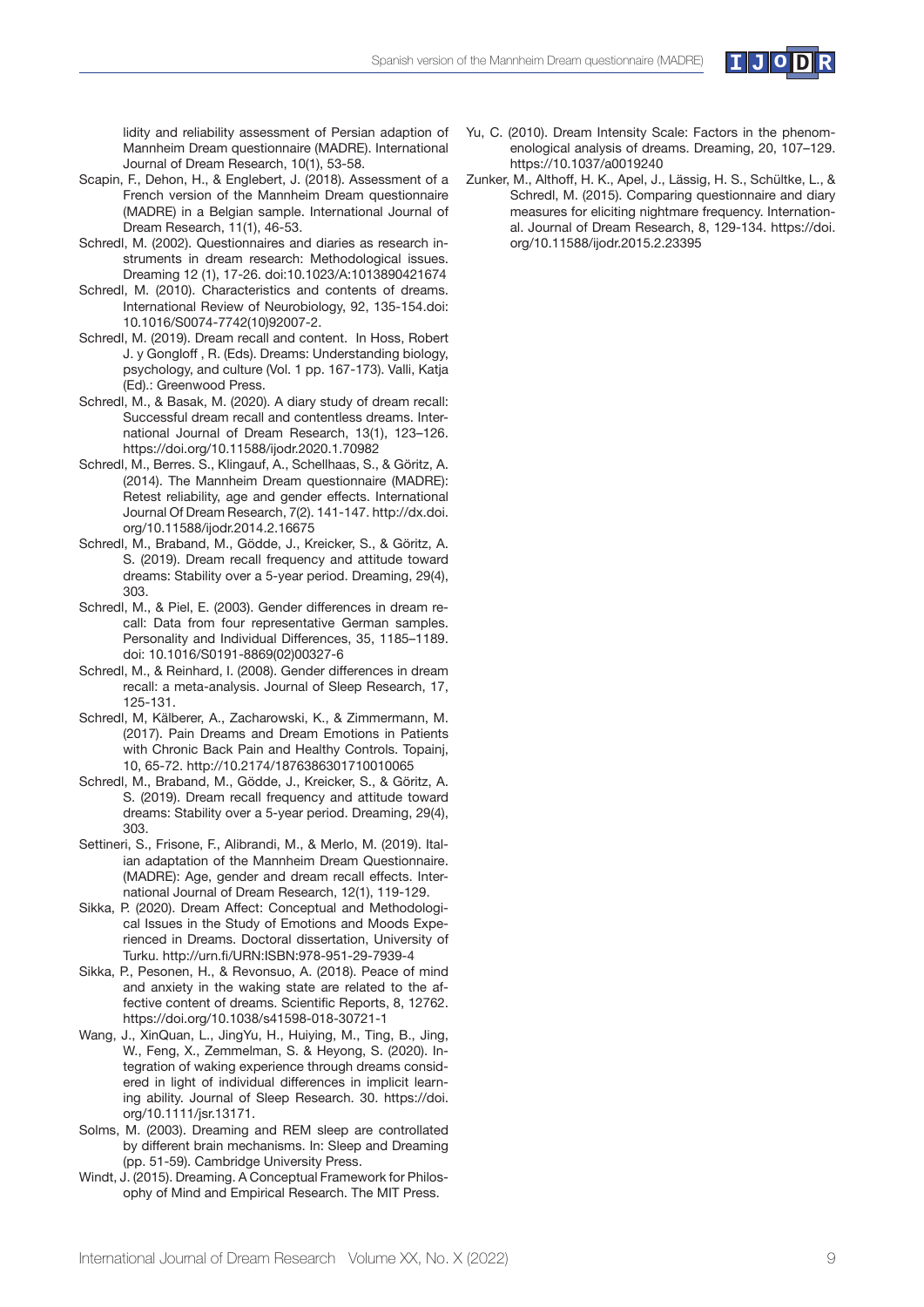lidity and reliability assessment of Persian adaption of Mannheim Dream questionnaire (MADRE). International Journal of Dream Research, 10(1), 53-58.

Scapin, F., Dehon, H., & Englebert, J. (2018). Assessment of a French version of the Mannheim Dream questionnaire (MADRE) in a Belgian sample. International Journal of Dream Research, 11(1), 46-53.

Schredl, M. (2002). Questionnaires and diaries as research instruments in dream research: Methodological issues. Dreaming 12 (1), 17-26. doi:10.1023/A:1013890421674

Schredl, M. (2010). Characteristics and contents of dreams. International Review of Neurobiology, 92, 135-154.doi: 10.1016/S0074-7742(10)92007-2.

Schredl, M. (2019). Dream recall and content. In Hoss, Robert J. y Gongloff , R. (Eds). Dreams: Understanding biology, psychology, and culture (Vol. 1 pp. 167-173). Valli, Katja (Ed).: Greenwood Press.

Schredl, M., & Basak, M. (2020). A diary study of dream recall: Successful dream recall and contentless dreams. International Journal of Dream Research, 13(1), 123–126. https://doi.org/10.11588/ijodr.2020.1.70982

Schredl, M., Berres. S., Klingauf, A., Schellhaas, S., & Göritz, A. (2014). The Mannheim Dream questionnaire (MADRE): Retest reliability, age and gender effects. International Journal Of Dream Research, 7(2). 141-147. http://dx.doi.org/10.11588/ijodr.2014.2.16675

Schredl, M., Braband, M., Gödde, J., Kreicker, S., & Göritz, A. S. (2019). Dream recall frequency and attitude toward dreams: Stability over a 5-year period. Dreaming, 29(4), 303.

Schredl, M., & Piel, E. (2003). Gender differences in dream recall: Data from four representative German samples. Personality and Individual Differences, 35, 1185–1189. doi: 10.1016/S0191-8869(02)00327-6

Schredl, M., & Reinhard, I. (2008). Gender differences in dream recall: a meta-analysis. Journal of Sleep Research, 17, 125-131.

Schredl, M, Kälberer, A., Zacharowski, K., & Zimmermann, M. (2017). Pain Dreams and Dream Emotions in Patients with Chronic Back Pain and Healthy Controls. Topainj, 10, 65-72. http://10.2174/1876386301710010065

Schredl, M., Braband, M., Gödde, J., Kreicker, S., & Göritz, A. S. (2019). Dream recall frequency and attitude toward dreams: Stability over a 5-year period. Dreaming, 29(4), 303.

Settineri, S., Frisone, F., Alibrandi, M., & Merlo, M. (2019). Italian adaptation of the Mannheim Dream Questionnaire. (MADRE): Age, gender and dream recall effects. International Journal of Dream Research, 12(1), 119-129.

Sikka, P. (2020). Dream Affect: Conceptual and Methodological Issues in the Study of Emotions and Moods Experienced in Dreams. Doctoral dissertation, University of Turku. http://urn.fi/URN:ISBN:978-951-29-7939-4

Sikka, P., Pesonen, H., & Revonsuo, A. (2018). Peace of mind and anxiety in the waking state are related to the affective content of dreams. Scientific Reports, 8, 12762. https://doi.org/10.1038/s41598-018-30721-1

Wang, J., XinQuan, L., JingYu, H., Huiying, M., Ting, B., Jing, W., Feng, X., Zemmelman, S. & Heyong, S. (2020). Integration of waking experience through dreams considered in light of individual differences in implicit learning ability. Journal of Sleep Research. 30. https://doi.org/10.1111/jsr.13171.

Solms, M. (2003). Dreaming and REM sleep are controllated by different brain mechanisms. In: Sleep and Dreaming (pp. 51-59). Cambridge University Press.

Windt, J. (2015). Dreaming. A Conceptual Framework for Philosophy of Mind and Empirical Research. The MIT Press.

Yu, C. (2010). Dream Intensity Scale: Factors in the phenomenological analysis of dreams. Dreaming, 20, 107–129. https://10.1037/a0019240

Zunker, M., Althoff, H. K., Apel, J., Lässig, H. S., Schültke, L., & Schredl, M. (2015). Comparing questionnaire and diary measures for eliciting nightmare frequency. International. Journal of Dream Research, 8, 129-134. https://doi.org/10.11588/ijodr.2015.2.23395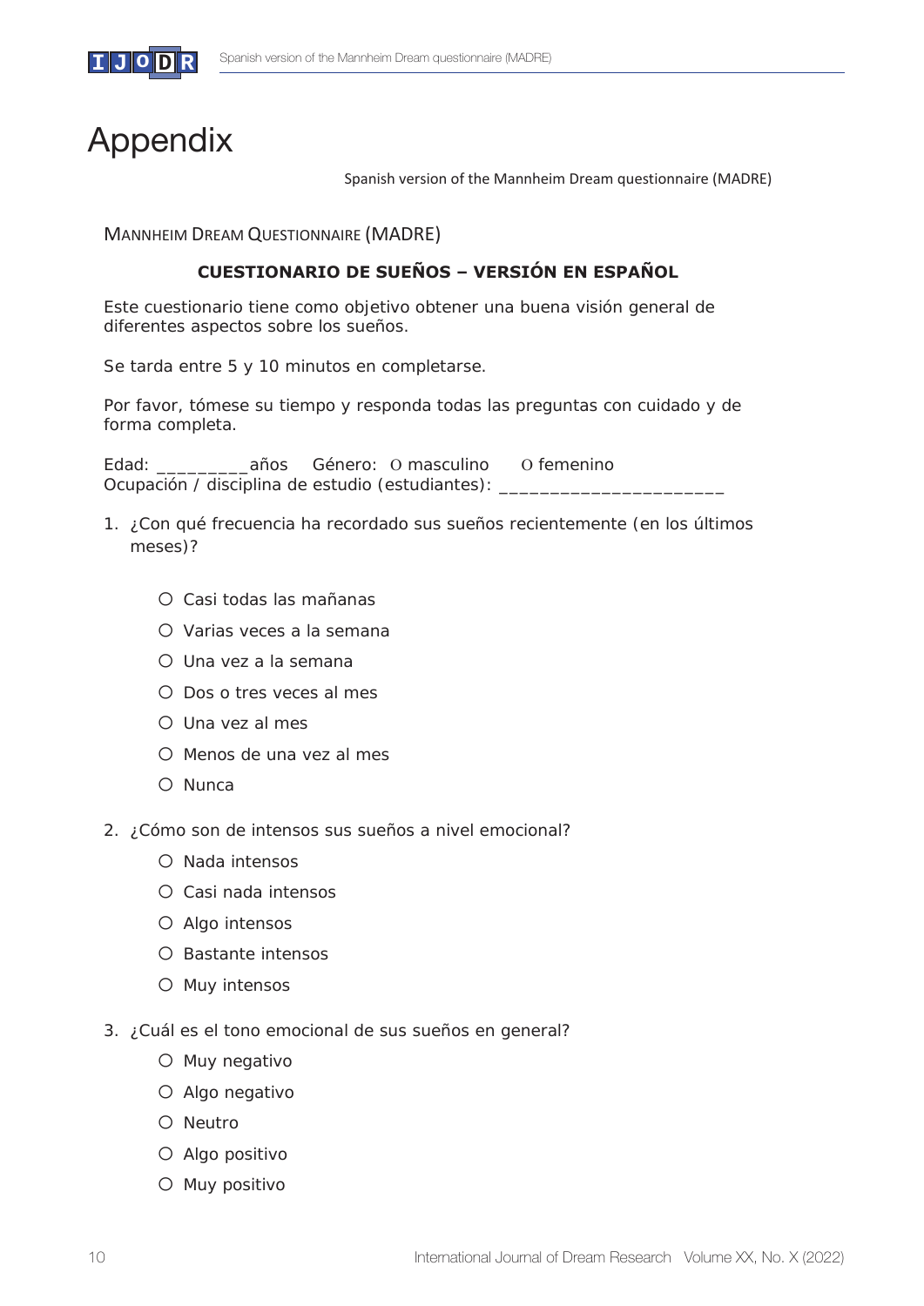# Appendix

Spanish version of the Mannheim Dream questionnaire (MADRE)

MANNHEIM DREAM QUESTIONNAIRE (MADRE)

**CUESTIONARIO DE SUEÑOS – VERSIÓN EN ESPAÑOL**

Este cuestionario tiene como objetivo obtener una buena visión general de diferentes aspectos sobre los sueños.

Se tarda entre 5 y 10 minutos en completarse.

Por favor, tómese su tiempo y responda todas las preguntas con cuidado y de forma completa.

Edad: _________años    Género:  O masculino      O femenino
Ocupación / disciplina de estudio (estudiantes): _____________________

1. ¿Con qué frecuencia ha recordado sus sueños recientemente (en los últimos meses)?

   - O Casi todas las mañanas
   - O Varias veces a la semana
   - O Una vez a la semana
   - O Dos o tres veces al mes
   - O Una vez al mes
   - O Menos de una vez al mes
   - O Nunca

2. ¿Cómo son de intensos sus sueños a nivel emocional?

   - O Nada intensos
   - O Casi nada intensos
   - O Algo intensos
   - O Bastante intensos
   - O Muy intensos

3. ¿Cuál es el tono emocional de sus sueños en general?

   - O Muy negativo
   - O Algo negativo
   - O Neutro
   - O Algo positivo
   - O Muy positivo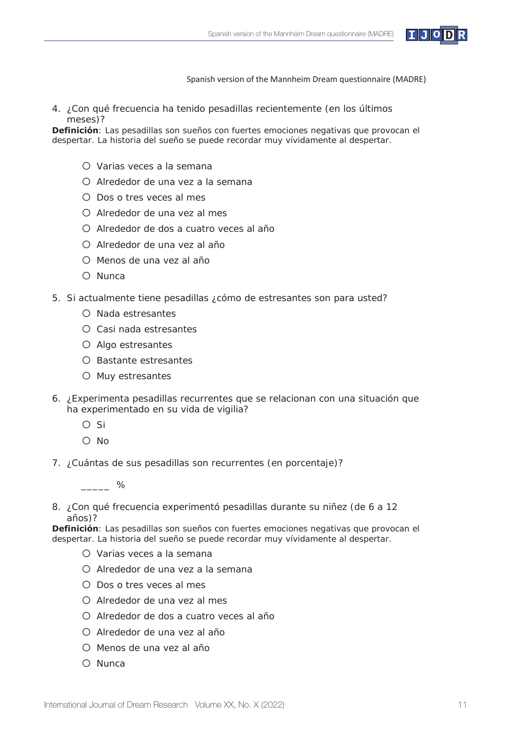Spanish version of the Mannheim Dream questionnaire (MADRE)

4. ¿Con qué frecuencia ha tenido pesadillas recientemente (en los últimos meses)?

**Definición**: Las pesadillas son sueños con fuertes emociones negativas que provocan el despertar. La historia del sueño se puede recordar muy vívidamente al despertar.

- ○ Varias veces a la semana
- ○ Alrededor de una vez a la semana
- ○ Dos o tres veces al mes
- ○ Alrededor de una vez al mes
- ○ Alrededor de dos a cuatro veces al año
- ○ Alrededor de una vez al año
- ○ Menos de una vez al año
- ○ Nunca

5. Si actualmente tiene pesadillas ¿cómo de estresantes son para usted?

- ○ Nada estresantes
- ○ Casi nada estresantes
- ○ Algo estresantes
- ○ Bastante estresantes
- ○ Muy estresantes

6. ¿Experimenta pesadillas recurrentes que se relacionan con una situación que ha experimentado en su vida de vigilia?

- ○ Si
- ○ No

7. ¿Cuántas de sus pesadillas son recurrentes (en porcentaje)?

_____ %

8. ¿Con qué frecuencia experimentó pesadillas durante su niñez (de 6 a 12 años)?

**Definición**: Las pesadillas son sueños con fuertes emociones negativas que provocan el despertar. La historia del sueño se puede recordar muy vívidamente al despertar.

- ○ Varias veces a la semana
- ○ Alrededor de una vez a la semana
- ○ Dos o tres veces al mes
- ○ Alrededor de una vez al mes
- ○ Alrededor de dos a cuatro veces al año
- ○ Alrededor de una vez al año
- ○ Menos de una vez al año
- ○ Nunca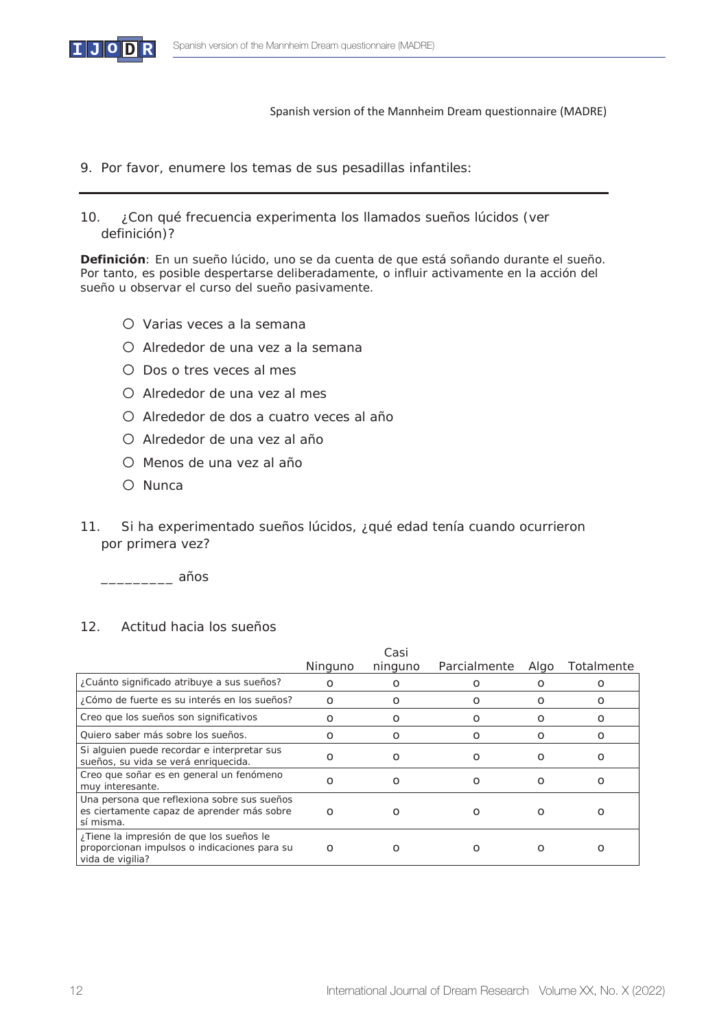Spanish version of the Mannheim Dream questionnaire (MADRE)

9. Por favor, enumere los temas de sus pesadillas infantiles:

---

10. ¿Con qué frecuencia experimenta los llamados sueños lúcidos (ver definición)?

**Definición**: En un sueño lúcido, uno se da cuenta de que está soñando durante el sueño. Por tanto, es posible despertarse deliberadamente, o influir activamente en la acción del sueño u observar el curso del sueño pasivamente.

- O Varias veces a la semana
- O Alrededor de una vez a la semana
- O Dos o tres veces al mes
- O Alrededor de una vez al mes
- O Alrededor de dos a cuatro veces al año
- O Alrededor de una vez al año
- O Menos de una vez al año
- O Nunca

11. Si ha experimentado sueños lúcidos, ¿qué edad tenía cuando ocurrieron por primera vez?

_________ años

12. Actitud hacia los sueños

| | Ninguno | Casi ninguno | Parcialmente | Algo | Totalmente |
|---|---|---|---|---|---|
| ¿Cuánto significado atribuye a sus sueños? | o | o | o | o | o |
| ¿Cómo de fuerte es su interés en los sueños? | o | o | o | o | o |
| Creo que los sueños son significativos | o | o | o | o | o |
| Quiero saber más sobre los sueños. | o | o | o | o | o |
| Si alguien puede recordar e interpretar sus sueños, su vida se verá enriquecida. | o | o | o | o | o |
| Creo que soñar es en general un fenómeno muy interesante. | o | o | o | o | o |
| Una persona que reflexiona sobre sus sueños es ciertamente capaz de aprender más sobre sí misma. | o | o | o | o | o |
| ¿Tiene la impresión de que los sueños le proporcionan impulsos o indicaciones para su vida de vigilia? | o | o | o | o | o |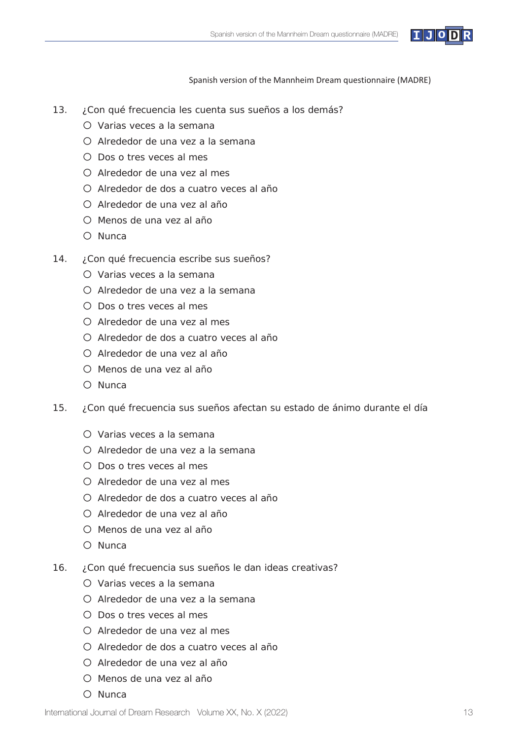Spanish version of the Mannheim Dream questionnaire (MADRE)

13. ¿Con qué frecuencia les cuenta sus sueños a los demás?
   - ○ Varias veces a la semana
   - ○ Alrededor de una vez a la semana
   - ○ Dos o tres veces al mes
   - ○ Alrededor de una vez al mes
   - ○ Alrededor de dos a cuatro veces al año
   - ○ Alrededor de una vez al año
   - ○ Menos de una vez al año
   - ○ Nunca

14. ¿Con qué frecuencia escribe sus sueños?
   - ○ Varias veces a la semana
   - ○ Alrededor de una vez a la semana
   - ○ Dos o tres veces al mes
   - ○ Alrededor de una vez al mes
   - ○ Alrededor de dos a cuatro veces al año
   - ○ Alrededor de una vez al año
   - ○ Menos de una vez al año
   - ○ Nunca

15. ¿Con qué frecuencia sus sueños afectan su estado de ánimo durante el día
   - ○ Varias veces a la semana
   - ○ Alrededor de una vez a la semana
   - ○ Dos o tres veces al mes
   - ○ Alrededor de una vez al mes
   - ○ Alrededor de dos a cuatro veces al año
   - ○ Alrededor de una vez al año
   - ○ Menos de una vez al año
   - ○ Nunca

16. ¿Con qué frecuencia sus sueños le dan ideas creativas?
   - ○ Varias veces a la semana
   - ○ Alrededor de una vez a la semana
   - ○ Dos o tres veces al mes
   - ○ Alrededor de una vez al mes
   - ○ Alrededor de dos a cuatro veces al año
   - ○ Alrededor de una vez al año
   - ○ Menos de una vez al año
   - ○ Nunca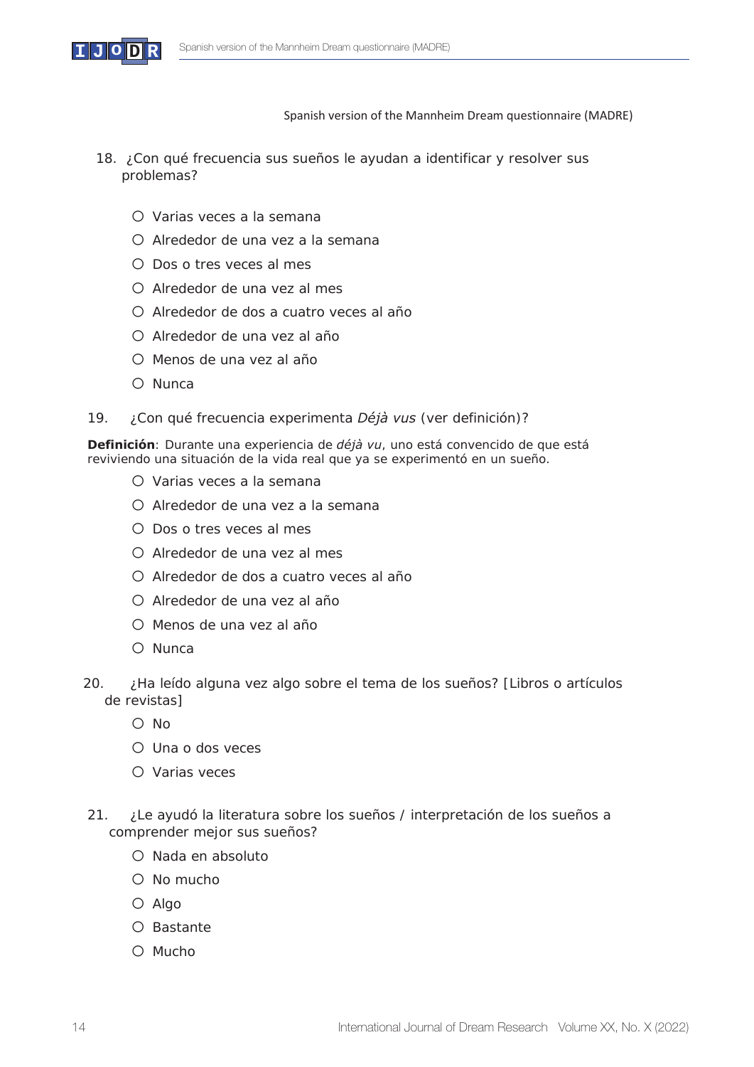Spanish version of the Mannheim Dream questionnaire (MADRE)

18. ¿Con qué frecuencia sus sueños le ayudan a identificar y resolver sus problemas?

- ○ Varias veces a la semana
- ○ Alrededor de una vez a la semana
- ○ Dos o tres veces al mes
- ○ Alrededor de una vez al mes
- ○ Alrededor de dos a cuatro veces al año
- ○ Alrededor de una vez al año
- ○ Menos de una vez al año
- ○ Nunca

19. ¿Con qué frecuencia experimenta *Déjà vus* (ver definición)?

**Definición**: Durante una experiencia de *déjà vu*, uno está convencido de que está reviviendo una situación de la vida real que ya se experimentó en un sueño.

- ○ Varias veces a la semana
- ○ Alrededor de una vez a la semana
- ○ Dos o tres veces al mes
- ○ Alrededor de una vez al mes
- ○ Alrededor de dos a cuatro veces al año
- ○ Alrededor de una vez al año
- ○ Menos de una vez al año
- ○ Nunca

20. ¿Ha leído alguna vez algo sobre el tema de los sueños? [Libros o artículos de revistas]

- ○ No
- ○ Una o dos veces
- ○ Varias veces

21. ¿Le ayudó la literatura sobre los sueños / interpretación de los sueños a comprender mejor sus sueños?

- ○ Nada en absoluto
- ○ No mucho
- ○ Algo
- ○ Bastante
- ○ Mucho